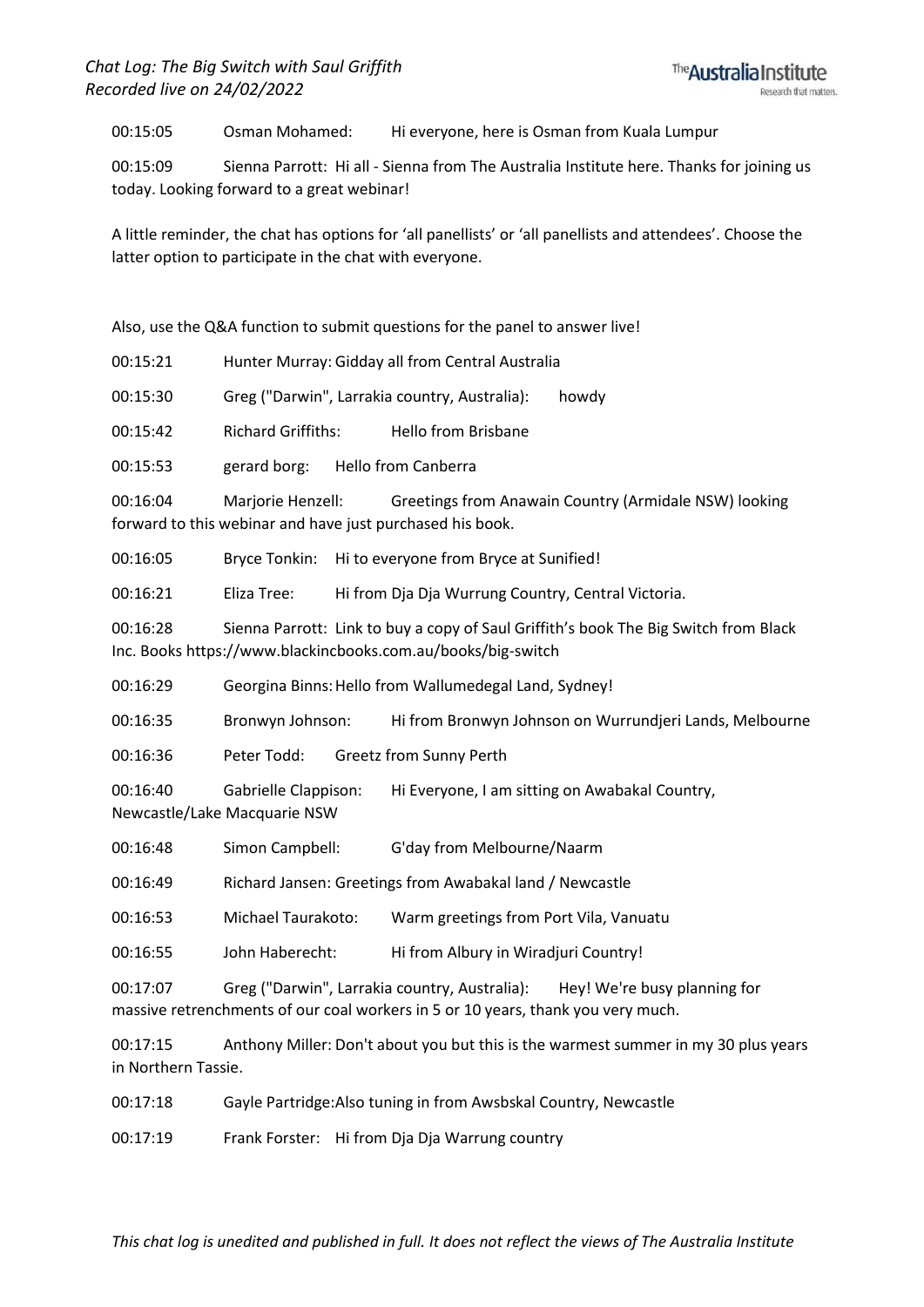*Chat Log: The Big Switch with Saul Griffith*
*Recorded live on 24/02/2022*

00:15:05 Osman Mohamed: Hi everyone, here is Osman from Kuala Lumpur

00:15:09 Sienna Parrott: Hi all - Sienna from The Australia Institute here. Thanks for joining us today. Looking forward to a great webinar!

A little reminder, the chat has options for 'all panellists' or 'all panellists and attendees'. Choose the latter option to participate in the chat with everyone.

Also, use the Q&A function to submit questions for the panel to answer live!

00:15:21 Hunter Murray: Gidday all from Central Australia

00:15:30 Greg ("Darwin", Larrakia country, Australia): howdy

00:15:42 Richard Griffiths: Hello from Brisbane

00:15:53 gerard borg: Hello from Canberra

00:16:04 Marjorie Henzell: Greetings from Anawain Country (Armidale NSW) looking forward to this webinar and have just purchased his book.

00:16:05 Bryce Tonkin: Hi to everyone from Bryce at Sunified!

00:16:21 Eliza Tree: Hi from Dja Dja Wurrung Country, Central Victoria.

00:16:28 Sienna Parrott: Link to buy a copy of Saul Griffith's book The Big Switch from Black Inc. Books https://www.blackincbooks.com.au/books/big-switch

00:16:29 Georgina Binns: Hello from Wallumedegal Land, Sydney!

00:16:35 Bronwyn Johnson: Hi from Bronwyn Johnson on Wurrundjeri Lands, Melbourne

00:16:36 Peter Todd: Greetz from Sunny Perth

00:16:40 Gabrielle Clappison: Hi Everyone, I am sitting on Awabakal Country, Newcastle/Lake Macquarie NSW

00:16:48 Simon Campbell: G'day from Melbourne/Naarm

00:16:49 Richard Jansen: Greetings from Awabakal land / Newcastle

00:16:53 Michael Taurakoto: Warm greetings from Port Vila, Vanuatu

00:16:55 John Haberecht: Hi from Albury in Wiradjuri Country!

00:17:07 Greg ("Darwin", Larrakia country, Australia): Hey! We're busy planning for massive retrenchments of our coal workers in 5 or 10 years, thank you very much.

00:17:15 Anthony Miller: Don't about you but this is the warmest summer in my 30 plus years in Northern Tassie.

00:17:18 Gayle Partridge: Also tuning in from Awsbskal Country, Newcastle

00:17:19 Frank Forster: Hi from Dja Dja Warrung country

*This chat log is unedited and published in full. It does not reflect the views of The Australia Institute*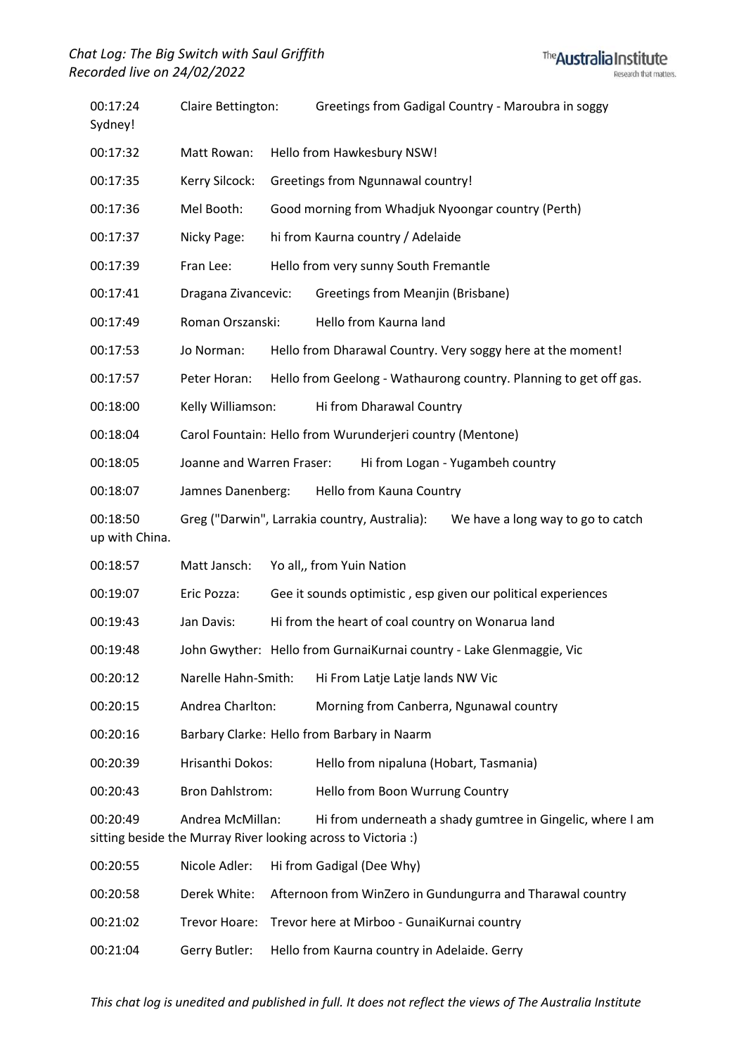00:17:24 Claire Bettington: Greetings from Gadigal Country - Maroubra in soggy Sydney!

00:17:32 Matt Rowan: Hello from Hawkesbury NSW!

00:17:35 Kerry Silcock: Greetings from Ngunnawal country!

00:17:36 Mel Booth: Good morning from Whadjuk Nyoongar country (Perth)

00:17:37 Nicky Page: hi from Kaurna country / Adelaide

00:17:39 Fran Lee: Hello from very sunny South Fremantle

00:17:41 Dragana Zivancevic: Greetings from Meanjin (Brisbane)

00:17:49 Roman Orszanski: Hello from Kaurna land

00:17:53 Jo Norman: Hello from Dharawal Country. Very soggy here at the moment!

00:17:57 Peter Horan: Hello from Geelong - Wathaurong country. Planning to get off gas.

00:18:00 Kelly Williamson: Hi from Dharawal Country

00:18:04 Carol Fountain: Hello from Wurunderjeri country (Mentone)

00:18:05 Joanne and Warren Fraser: Hi from Logan - Yugambeh country

00:18:07 Jamnes Danenberg: Hello from Kauna Country

00:18:50 Greg ("Darwin", Larrakia country, Australia): We have a long way to go to catch up with China.

00:18:57 Matt Jansch: Yo all,, from Yuin Nation

00:19:07 Eric Pozza: Gee it sounds optimistic , esp given our political experiences

00:19:43 Jan Davis: Hi from the heart of coal country on Wonarua land

00:19:48 John Gwyther: Hello from GurnaiKurnai country - Lake Glenmaggie, Vic

00:20:12 Narelle Hahn-Smith: Hi From Latje Latje lands NW Vic

00:20:15 Andrea Charlton: Morning from Canberra, Ngunawal country

00:20:16 Barbary Clarke: Hello from Barbary in Naarm

00:20:39 Hrisanthi Dokos: Hello from nipaluna (Hobart, Tasmania)

00:20:43 Bron Dahlstrom: Hello from Boon Wurrung Country

00:20:49 Andrea McMillan: Hi from underneath a shady gumtree in Gingelic, where I am sitting beside the Murray River looking across to Victoria :)

00:20:55 Nicole Adler: Hi from Gadigal (Dee Why)

00:20:58 Derek White: Afternoon from WinZero in Gundungurra and Tharawal country

00:21:02 Trevor Hoare: Trevor here at Mirboo - GunaiKurnai country

00:21:04 Gerry Butler: Hello from Kaurna country in Adelaide. Gerry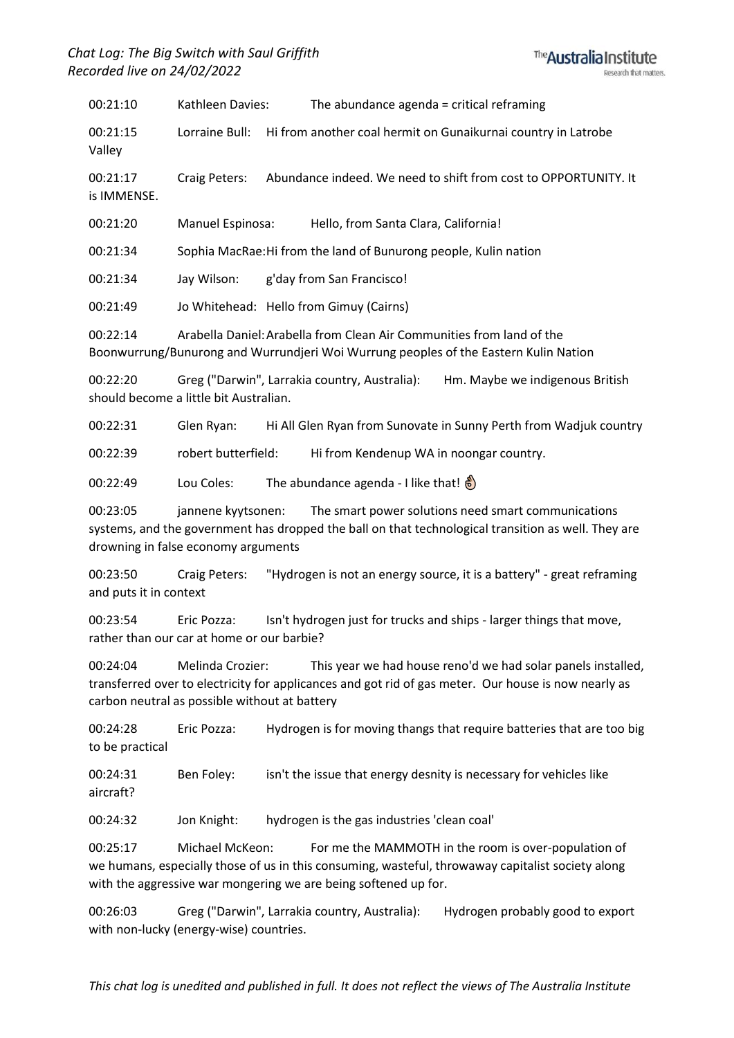00:21:10 Kathleen Davies: The abundance agenda = critical reframing

00:21:15 Lorraine Bull: Hi from another coal hermit on Gunaikurnai country in Latrobe Valley

00:21:17 Craig Peters: Abundance indeed. We need to shift from cost to OPPORTUNITY. It is IMMENSE.

00:21:20 Manuel Espinosa: Hello, from Santa Clara, California!

00:21:34 Sophia MacRae: Hi from the land of Bunurong people, Kulin nation

00:21:34 Jay Wilson: g'day from San Francisco!

00:21:49 Jo Whitehead: Hello from Gimuy (Cairns)

00:22:14 Arabella Daniel: Arabella from Clean Air Communities from land of the Boonwurrung/Bunurong and Wurrundjeri Woi Wurrung peoples of the Eastern Kulin Nation

00:22:20 Greg ("Darwin", Larrakia country, Australia): Hm. Maybe we indigenous British should become a little bit Australian.

00:22:31 Glen Ryan: Hi All Glen Ryan from Sunovate in Sunny Perth from Wadjuk country

00:22:39 robert butterfield: Hi from Kendenup WA in noongar country.

00:22:49 Lou Coles: The abundance agenda - I like that! 👌

00:23:05 jannene kyytsonen: The smart power solutions need smart communications systems, and the government has dropped the ball on that technological transition as well. They are drowning in false economy arguments

00:23:50 Craig Peters: "Hydrogen is not an energy source, it is a battery" - great reframing and puts it in context

00:23:54 Eric Pozza: Isn't hydrogen just for trucks and ships - larger things that move, rather than our car at home or our barbie?

00:24:04 Melinda Crozier: This year we had house reno'd we had solar panels installed, transferred over to electricity for applicances and got rid of gas meter. Our house is now nearly as carbon neutral as possible without at battery

00:24:28 Eric Pozza: Hydrogen is for moving thangs that require batteries that are too big to be practical

00:24:31 Ben Foley: isn't the issue that energy desnity is necessary for vehicles like aircraft?

00:24:32 Jon Knight: hydrogen is the gas industries 'clean coal'

00:25:17 Michael McKeon: For me the MAMMOTH in the room is over-population of we humans, especially those of us in this consuming, wasteful, throwaway capitalist society along with the aggressive war mongering we are being softened up for.

00:26:03 Greg ("Darwin", Larrakia country, Australia): Hydrogen probably good to export with non-lucky (energy-wise) countries.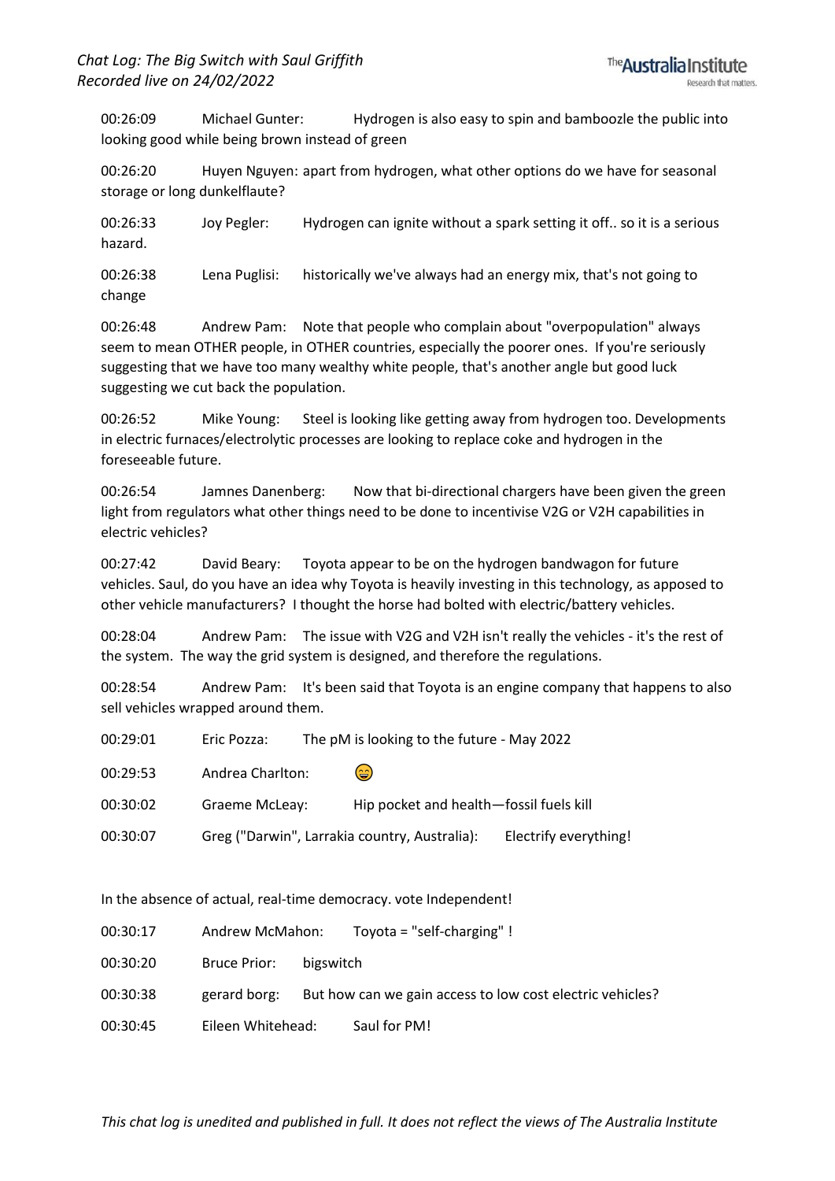00:26:09 Michael Gunter: Hydrogen is also easy to spin and bamboozle the public into looking good while being brown instead of green

00:26:20 Huyen Nguyen: apart from hydrogen, what other options do we have for seasonal storage or long dunkelflaute?

00:26:33 Joy Pegler: Hydrogen can ignite without a spark setting it off.. so it is a serious hazard.

00:26:38 Lena Puglisi: historically we've always had an energy mix, that's not going to change

00:26:48 Andrew Pam: Note that people who complain about "overpopulation" always seem to mean OTHER people, in OTHER countries, especially the poorer ones. If you're seriously suggesting that we have too many wealthy white people, that's another angle but good luck suggesting we cut back the population.

00:26:52 Mike Young: Steel is looking like getting away from hydrogen too. Developments in electric furnaces/electrolytic processes are looking to replace coke and hydrogen in the foreseeable future.

00:26:54 Jamnes Danenberg: Now that bi-directional chargers have been given the green light from regulators what other things need to be done to incentivise V2G or V2H capabilities in electric vehicles?

00:27:42 David Beary: Toyota appear to be on the hydrogen bandwagon for future vehicles. Saul, do you have an idea why Toyota is heavily investing in this technology, as apposed to other vehicle manufacturers? I thought the horse had bolted with electric/battery vehicles.

00:28:04 Andrew Pam: The issue with V2G and V2H isn't really the vehicles - it's the rest of the system. The way the grid system is designed, and therefore the regulations.

00:28:54 Andrew Pam: It's been said that Toyota is an engine company that happens to also sell vehicles wrapped around them.

00:29:01 Eric Pozza: The pM is looking to the future - May 2022

00:29:53 Andrea Charlton: 😄

00:30:02 Graeme McLeay: Hip pocket and health—fossil fuels kill

00:30:07 Greg ("Darwin", Larrakia country, Australia): Electrify everything!

In the absence of actual, real-time democracy. vote Independent!

00:30:17 Andrew McMahon: Toyota = "self-charging" !

00:30:20 Bruce Prior: bigswitch

00:30:38 gerard borg: But how can we gain access to low cost electric vehicles?

00:30:45 Eileen Whitehead: Saul for PM!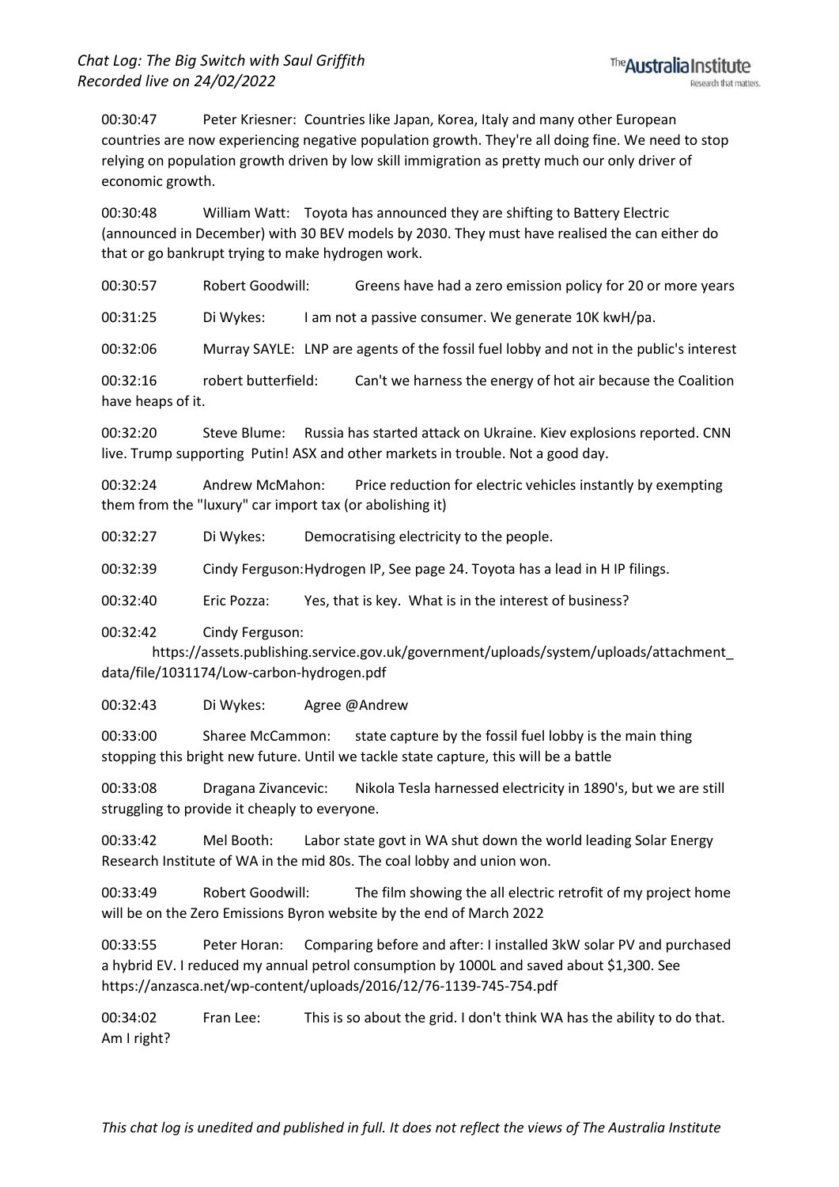00:30:47 Peter Kriesner: Countries like Japan, Korea, Italy and many other European countries are now experiencing negative population growth. They're all doing fine. We need to stop relying on population growth driven by low skill immigration as pretty much our only driver of economic growth.

00:30:48 William Watt: Toyota has announced they are shifting to Battery Electric (announced in December) with 30 BEV models by 2030. They must have realised the can either do that or go bankrupt trying to make hydrogen work.

00:30:57 Robert Goodwill: Greens have had a zero emission policy for 20 or more years

00:31:25 Di Wykes: I am not a passive consumer. We generate 10K kwH/pa.

00:32:06 Murray SAYLE: LNP are agents of the fossil fuel lobby and not in the public's interest

00:32:16 robert butterfield: Can't we harness the energy of hot air because the Coalition have heaps of it.

00:32:20 Steve Blume: Russia has started attack on Ukraine. Kiev explosions reported. CNN live. Trump supporting Putin! ASX and other markets in trouble. Not a good day.

00:32:24 Andrew McMahon: Price reduction for electric vehicles instantly by exempting them from the "luxury" car import tax (or abolishing it)

00:32:27 Di Wykes: Democratising electricity to the people.

00:32:39 Cindy Ferguson: Hydrogen IP, See page 24. Toyota has a lead in H IP filings.

00:32:40 Eric Pozza: Yes, that is key. What is in the interest of business?

00:32:42 Cindy Ferguson: https://assets.publishing.service.gov.uk/government/uploads/system/uploads/attachment_data/file/1031174/Low-carbon-hydrogen.pdf

00:32:43 Di Wykes: Agree @Andrew

00:33:00 Sharee McCammon: state capture by the fossil fuel lobby is the main thing stopping this bright new future. Until we tackle state capture, this will be a battle

00:33:08 Dragana Zivancevic: Nikola Tesla harnessed electricity in 1890's, but we are still struggling to provide it cheaply to everyone.

00:33:42 Mel Booth: Labor state govt in WA shut down the world leading Solar Energy Research Institute of WA in the mid 80s. The coal lobby and union won.

00:33:49 Robert Goodwill: The film showing the all electric retrofit of my project home will be on the Zero Emissions Byron website by the end of March 2022

00:33:55 Peter Horan: Comparing before and after: I installed 3kW solar PV and purchased a hybrid EV. I reduced my annual petrol consumption by 1000L and saved about $1,300. See https://anzasca.net/wp-content/uploads/2016/12/76-1139-745-754.pdf

00:34:02 Fran Lee: This is so about the grid. I don't think WA has the ability to do that. Am I right?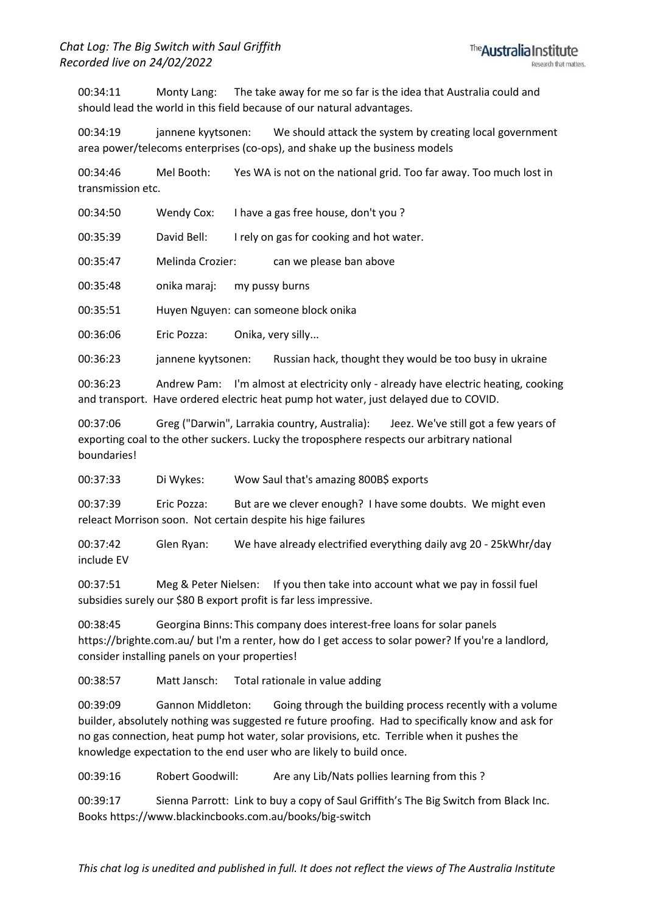00:34:11 Monty Lang: The take away for me so far is the idea that Australia could and should lead the world in this field because of our natural advantages.

00:34:19 jannene kyytsonen: We should attack the system by creating local government area power/telecoms enterprises (co-ops), and shake up the business models

00:34:46 Mel Booth: Yes WA is not on the national grid. Too far away. Too much lost in transmission etc.

00:34:50 Wendy Cox: I have a gas free house, don't you ?

00:35:39 David Bell: I rely on gas for cooking and hot water.

00:35:47 Melinda Crozier: can we please ban above

00:35:48 onika maraj: my pussy burns

00:35:51 Huyen Nguyen: can someone block onika

00:36:06 Eric Pozza: Onika, very silly...

00:36:23 jannene kyytsonen: Russian hack, thought they would be too busy in ukraine

00:36:23 Andrew Pam: I'm almost at electricity only - already have electric heating, cooking and transport. Have ordered electric heat pump hot water, just delayed due to COVID.

00:37:06 Greg ("Darwin", Larrakia country, Australia): Jeez. We've still got a few years of exporting coal to the other suckers. Lucky the troposphere respects our arbitrary national boundaries!

00:37:33 Di Wykes: Wow Saul that's amazing 800B$ exports

00:37:39 Eric Pozza: But are we clever enough? I have some doubts. We might even releact Morrison soon. Not certain despite his hige failures

00:37:42 Glen Ryan: We have already electrified everything daily avg 20 - 25kWhr/day include EV

00:37:51 Meg & Peter Nielsen: If you then take into account what we pay in fossil fuel subsidies surely our $80 B export profit is far less impressive.

00:38:45 Georgina Binns: This company does interest-free loans for solar panels https://brighte.com.au/ but I'm a renter, how do I get access to solar power? If you're a landlord, consider installing panels on your properties!

00:38:57 Matt Jansch: Total rationale in value adding

00:39:09 Gannon Middleton: Going through the building process recently with a volume builder, absolutely nothing was suggested re future proofing. Had to specifically know and ask for no gas connection, heat pump hot water, solar provisions, etc. Terrible when it pushes the knowledge expectation to the end user who are likely to build once.

00:39:16 Robert Goodwill: Are any Lib/Nats pollies learning from this ?

00:39:17 Sienna Parrott: Link to buy a copy of Saul Griffith's The Big Switch from Black Inc. Books https://www.blackincbooks.com.au/books/big-switch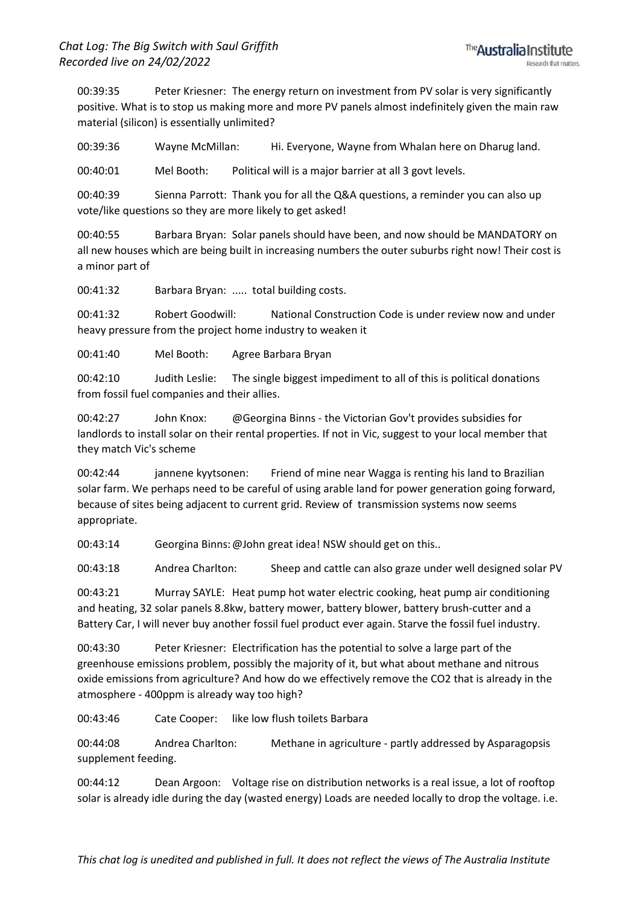00:39:35 Peter Kriesner: The energy return on investment from PV solar is very significantly positive. What is to stop us making more and more PV panels almost indefinitely given the main raw material (silicon) is essentially unlimited?

00:39:36 Wayne McMillan: Hi. Everyone, Wayne from Whalan here on Dharug land.

00:40:01 Mel Booth: Political will is a major barrier at all 3 govt levels.

00:40:39 Sienna Parrott: Thank you for all the Q&A questions, a reminder you can also up vote/like questions so they are more likely to get asked!

00:40:55 Barbara Bryan: Solar panels should have been, and now should be MANDATORY on all new houses which are being built in increasing numbers the outer suburbs right now! Their cost is a minor part of

00:41:32 Barbara Bryan: ..... total building costs.

00:41:32 Robert Goodwill: National Construction Code is under review now and under heavy pressure from the project home industry to weaken it

00:41:40 Mel Booth: Agree Barbara Bryan

00:42:10 Judith Leslie: The single biggest impediment to all of this is political donations from fossil fuel companies and their allies.

00:42:27 John Knox: @Georgina Binns - the Victorian Gov't provides subsidies for landlords to install solar on their rental properties. If not in Vic, suggest to your local member that they match Vic's scheme

00:42:44 jannene kyytsonen: Friend of mine near Wagga is renting his land to Brazilian solar farm. We perhaps need to be careful of using arable land for power generation going forward, because of sites being adjacent to current grid. Review of transmission systems now seems appropriate.

00:43:14 Georgina Binns: @John great idea! NSW should get on this..

00:43:18 Andrea Charlton: Sheep and cattle can also graze under well designed solar PV

00:43:21 Murray SAYLE: Heat pump hot water electric cooking, heat pump air conditioning and heating, 32 solar panels 8.8kw, battery mower, battery blower, battery brush-cutter and a Battery Car, I will never buy another fossil fuel product ever again. Starve the fossil fuel industry.

00:43:30 Peter Kriesner: Electrification has the potential to solve a large part of the greenhouse emissions problem, possibly the majority of it, but what about methane and nitrous oxide emissions from agriculture? And how do we effectively remove the CO2 that is already in the atmosphere - 400ppm is already way too high?

00:43:46 Cate Cooper: like low flush toilets Barbara

00:44:08 Andrea Charlton: Methane in agriculture - partly addressed by Asparagopsis supplement feeding.

00:44:12 Dean Argoon: Voltage rise on distribution networks is a real issue, a lot of rooftop solar is already idle during the day (wasted energy) Loads are needed locally to drop the voltage. i.e.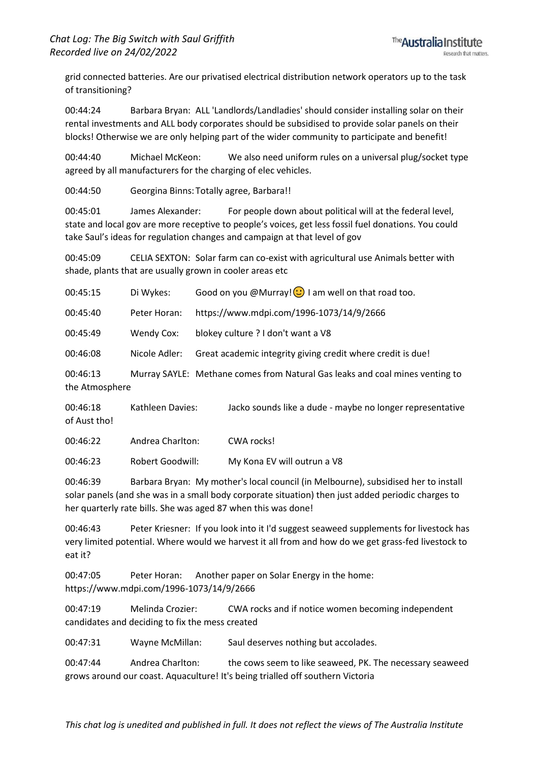grid connected batteries. Are our privatised electrical distribution network operators up to the task of transitioning?

00:44:24 Barbara Bryan: ALL 'Landlords/Landladies' should consider installing solar on their rental investments and ALL body corporates should be subsidised to provide solar panels on their blocks! Otherwise we are only helping part of the wider community to participate and benefit!

00:44:40 Michael McKeon: We also need uniform rules on a universal plug/socket type agreed by all manufacturers for the charging of elec vehicles.

00:44:50 Georgina Binns: Totally agree, Barbara!!

00:45:01 James Alexander: For people down about political will at the federal level, state and local gov are more receptive to people's voices, get less fossil fuel donations. You could take Saul's ideas for regulation changes and campaign at that level of gov

00:45:09 CELIA SEXTON: Solar farm can co-exist with agricultural use Animals better with shade, plants that are usually grown in cooler areas etc

00:45:15 Di Wykes: Good on you @Murray! 🙂 I am well on that road too.

00:45:40 Peter Horan: https://www.mdpi.com/1996-1073/14/9/2666

00:45:49 Wendy Cox: blokey culture ? I don't want a V8

00:46:08 Nicole Adler: Great academic integrity giving credit where credit is due!

00:46:13 Murray SAYLE: Methane comes from Natural Gas leaks and coal mines venting to the Atmosphere

00:46:18 Kathleen Davies: Jacko sounds like a dude - maybe no longer representative of Aust tho!

00:46:22 Andrea Charlton: CWA rocks!

00:46:23 Robert Goodwill: My Kona EV will outrun a V8

00:46:39 Barbara Bryan: My mother's local council (in Melbourne), subsidised her to install solar panels (and she was in a small body corporate situation) then just added periodic charges to her quarterly rate bills. She was aged 87 when this was done!

00:46:43 Peter Kriesner: If you look into it I'd suggest seaweed supplements for livestock has very limited potential. Where would we harvest it all from and how do we get grass-fed livestock to eat it?

00:47:05 Peter Horan: Another paper on Solar Energy in the home: https://www.mdpi.com/1996-1073/14/9/2666

00:47:19 Melinda Crozier: CWA rocks and if notice women becoming independent candidates and deciding to fix the mess created

00:47:31 Wayne McMillan: Saul deserves nothing but accolades.

00:47:44 Andrea Charlton: the cows seem to like seaweed, PK. The necessary seaweed grows around our coast. Aquaculture! It's being trialled off southern Victoria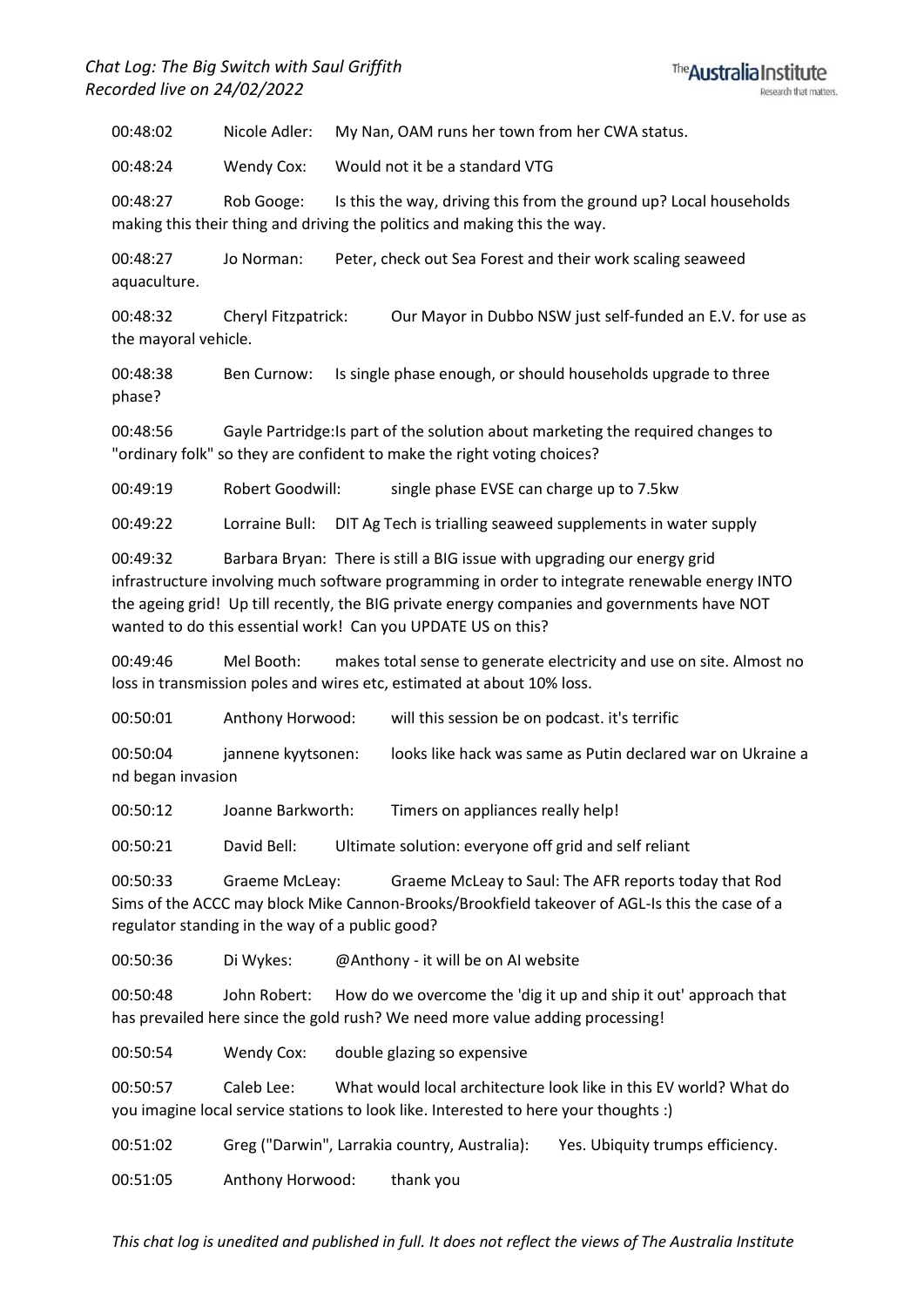00:48:02 Nicole Adler: My Nan, OAM runs her town from her CWA status.

00:48:24 Wendy Cox: Would not it be a standard VTG

00:48:27 Rob Googe: Is this the way, driving this from the ground up? Local households making this their thing and driving the politics and making this the way.

00:48:27 Jo Norman: Peter, check out Sea Forest and their work scaling seaweed aquaculture.

00:48:32 Cheryl Fitzpatrick: Our Mayor in Dubbo NSW just self-funded an E.V. for use as the mayoral vehicle.

00:48:38 Ben Curnow: Is single phase enough, or should households upgrade to three phase?

00:48:56 Gayle Partridge:Is part of the solution about marketing the required changes to "ordinary folk" so they are confident to make the right voting choices?

00:49:19 Robert Goodwill: single phase EVSE can charge up to 7.5kw

00:49:22 Lorraine Bull: DIT Ag Tech is trialling seaweed supplements in water supply

00:49:32 Barbara Bryan: There is still a BIG issue with upgrading our energy grid infrastructure involving much software programming in order to integrate renewable energy INTO the ageing grid! Up till recently, the BIG private energy companies and governments have NOT wanted to do this essential work! Can you UPDATE US on this?

00:49:46 Mel Booth: makes total sense to generate electricity and use on site. Almost no loss in transmission poles and wires etc, estimated at about 10% loss.

00:50:01 Anthony Horwood: will this session be on podcast. it's terrific

00:50:04 jannene kyytsonen: looks like hack was same as Putin declared war on Ukraine a nd began invasion

00:50:12 Joanne Barkworth: Timers on appliances really help!

00:50:21 David Bell: Ultimate solution: everyone off grid and self reliant

00:50:33 Graeme McLeay: Graeme McLeay to Saul: The AFR reports today that Rod Sims of the ACCC may block Mike Cannon-Brooks/Brookfield takeover of AGL-Is this the case of a regulator standing in the way of a public good?

00:50:36 Di Wykes: @Anthony - it will be on AI website

00:50:48 John Robert: How do we overcome the 'dig it up and ship it out' approach that has prevailed here since the gold rush? We need more value adding processing!

00:50:54 Wendy Cox: double glazing so expensive

00:50:57 Caleb Lee: What would local architecture look like in this EV world? What do you imagine local service stations to look like. Interested to here your thoughts :)

00:51:02 Greg ("Darwin", Larrakia country, Australia): Yes. Ubiquity trumps efficiency.

00:51:05 Anthony Horwood: thank you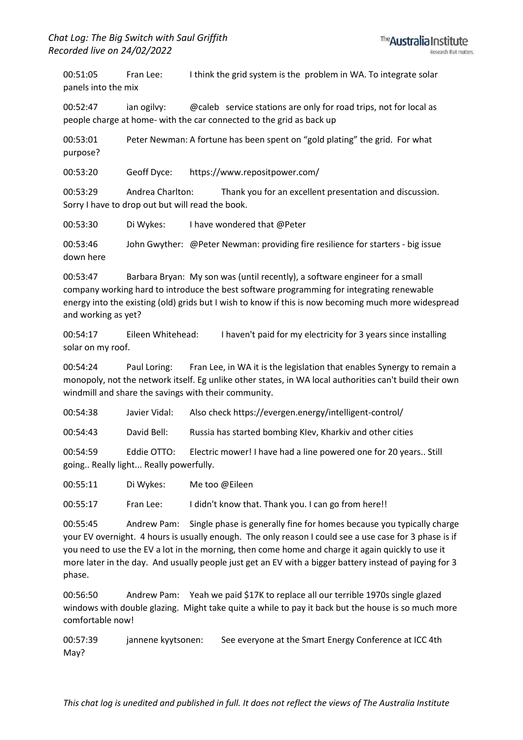00:51:05 Fran Lee: I think the grid system is the problem in WA. To integrate solar panels into the mix

00:52:47 ian ogilvy: @caleb service stations are only for road trips, not for local as people charge at home- with the car connected to the grid as back up

00:53:01 Peter Newman: A fortune has been spent on "gold plating" the grid. For what purpose?

00:53:20 Geoff Dyce: https://www.repositpower.com/

00:53:29 Andrea Charlton: Thank you for an excellent presentation and discussion. Sorry I have to drop out but will read the book.

00:53:30 Di Wykes: I have wondered that @Peter

00:53:46 John Gwyther: @Peter Newman: providing fire resilience for starters - big issue down here

00:53:47 Barbara Bryan: My son was (until recently), a software engineer for a small company working hard to introduce the best software programming for integrating renewable energy into the existing (old) grids but I wish to know if this is now becoming much more widespread and working as yet?

00:54:17 Eileen Whitehead: I haven't paid for my electricity for 3 years since installing solar on my roof.

00:54:24 Paul Loring: Fran Lee, in WA it is the legislation that enables Synergy to remain a monopoly, not the network itself. Eg unlike other states, in WA local authorities can't build their own windmill and share the savings with their community.

00:54:38 Javier Vidal: Also check https://evergen.energy/intelligent-control/

00:54:43 David Bell: Russia has started bombing KIev, Kharkiv and other cities

00:54:59 Eddie OTTO: Electric mower! I have had a line powered one for 20 years.. Still going.. Really light... Really powerfully.

00:55:11 Di Wykes: Me too @Eileen

00:55:17 Fran Lee: I didn't know that. Thank you. I can go from here!!

00:55:45 Andrew Pam: Single phase is generally fine for homes because you typically charge your EV overnight. 4 hours is usually enough. The only reason I could see a use case for 3 phase is if you need to use the EV a lot in the morning, then come home and charge it again quickly to use it more later in the day. And usually people just get an EV with a bigger battery instead of paying for 3 phase.

00:56:50 Andrew Pam: Yeah we paid $17K to replace all our terrible 1970s single glazed windows with double glazing. Might take quite a while to pay it back but the house is so much more comfortable now!

00:57:39 jannene kyytsonen: See everyone at the Smart Energy Conference at ICC 4th May?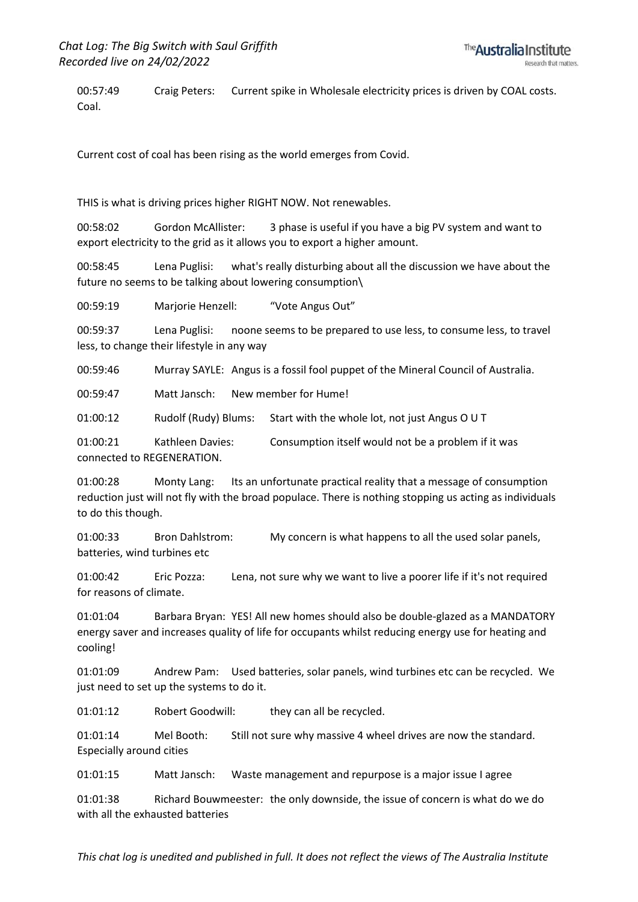00:57:49 Craig Peters: Current spike in Wholesale electricity prices is driven by COAL costs. Coal.

Current cost of coal has been rising as the world emerges from Covid.

THIS is what is driving prices higher RIGHT NOW. Not renewables.

00:58:02 Gordon McAllister: 3 phase is useful if you have a big PV system and want to export electricity to the grid as it allows you to export a higher amount.

00:58:45 Lena Puglisi: what's really disturbing about all the discussion we have about the future no seems to be talking about lowering consumption\

00:59:19 Marjorie Henzell: "Vote Angus Out"

00:59:37 Lena Puglisi: noone seems to be prepared to use less, to consume less, to travel less, to change their lifestyle in any way

00:59:46 Murray SAYLE: Angus is a fossil fool puppet of the Mineral Council of Australia.

00:59:47 Matt Jansch: New member for Hume!

01:00:12 Rudolf (Rudy) Blums: Start with the whole lot, not just Angus O U T

01:00:21 Kathleen Davies: Consumption itself would not be a problem if it was connected to REGENERATION.

01:00:28 Monty Lang: Its an unfortunate practical reality that a message of consumption reduction just will not fly with the broad populace. There is nothing stopping us acting as individuals to do this though.

01:00:33 Bron Dahlstrom: My concern is what happens to all the used solar panels, batteries, wind turbines etc

01:00:42 Eric Pozza: Lena, not sure why we want to live a poorer life if it's not required for reasons of climate.

01:01:04 Barbara Bryan: YES! All new homes should also be double-glazed as a MANDATORY energy saver and increases quality of life for occupants whilst reducing energy use for heating and cooling!

01:01:09 Andrew Pam: Used batteries, solar panels, wind turbines etc can be recycled. We just need to set up the systems to do it.

01:01:12 Robert Goodwill: they can all be recycled.

01:01:14 Mel Booth: Still not sure why massive 4 wheel drives are now the standard. Especially around cities

01:01:15 Matt Jansch: Waste management and repurpose is a major issue I agree

01:01:38 Richard Bouwmeester: the only downside, the issue of concern is what do we do with all the exhausted batteries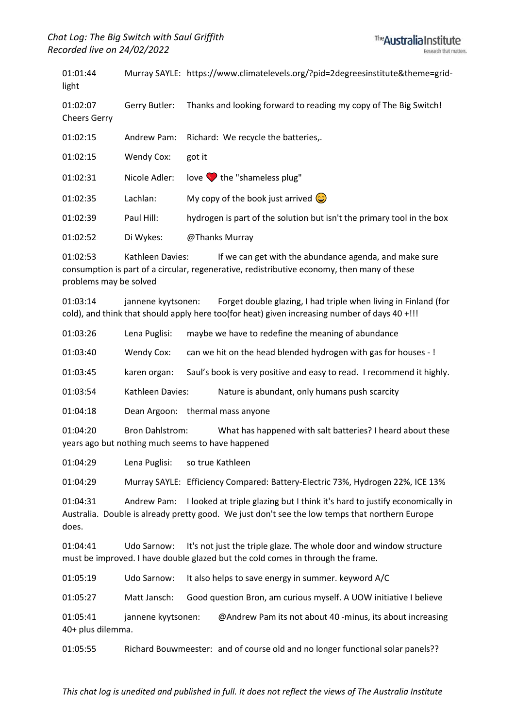01:01:44 Murray SAYLE: https://www.climatelevels.org/?pid=2degreesinstitute&theme=grid-light

01:02:07 Gerry Butler: Thanks and looking forward to reading my copy of The Big Switch! Cheers Gerry

01:02:15 Andrew Pam: Richard: We recycle the batteries,.

01:02:15 Wendy Cox: got it

01:02:31 Nicole Adler: love ❤️ the "shameless plug"

01:02:35 Lachlan: My copy of the book just arrived 😄

01:02:39 Paul Hill: hydrogen is part of the solution but isn't the primary tool in the box

01:02:52 Di Wykes: @Thanks Murray

01:02:53 Kathleen Davies: If we can get with the abundance agenda, and make sure consumption is part of a circular, regenerative, redistributive economy, then many of these problems may be solved

01:03:14 jannene kyytsonen: Forget double glazing, I had triple when living in Finland (for cold), and think that should apply here too(for heat) given increasing number of days 40 +!!!

01:03:26 Lena Puglisi: maybe we have to redefine the meaning of abundance

01:03:40 Wendy Cox: can we hit on the head blended hydrogen with gas for houses - !

01:03:45 karen organ: Saul's book is very positive and easy to read. I recommend it highly.

01:03:54 Kathleen Davies: Nature is abundant, only humans push scarcity

01:04:18 Dean Argoon: thermal mass anyone

01:04:20 Bron Dahlstrom: What has happened with salt batteries? I heard about these years ago but nothing much seems to have happened

01:04:29 Lena Puglisi: so true Kathleen

01:04:29 Murray SAYLE: Efficiency Compared: Battery-Electric 73%, Hydrogen 22%, ICE 13%

01:04:31 Andrew Pam: I looked at triple glazing but I think it's hard to justify economically in Australia. Double is already pretty good. We just don't see the low temps that northern Europe does.

01:04:41 Udo Sarnow: It's not just the triple glaze. The whole door and window structure must be improved. I have double glazed but the cold comes in through the frame.

01:05:19 Udo Sarnow: It also helps to save energy in summer. keyword A/C

01:05:27 Matt Jansch: Good question Bron, am curious myself. A UOW initiative I believe

01:05:41 jannene kyytsonen: @Andrew Pam its not about 40 -minus, its about increasing 40+ plus dilemma.

01:05:55 Richard Bouwmeester: and of course old and no longer functional solar panels??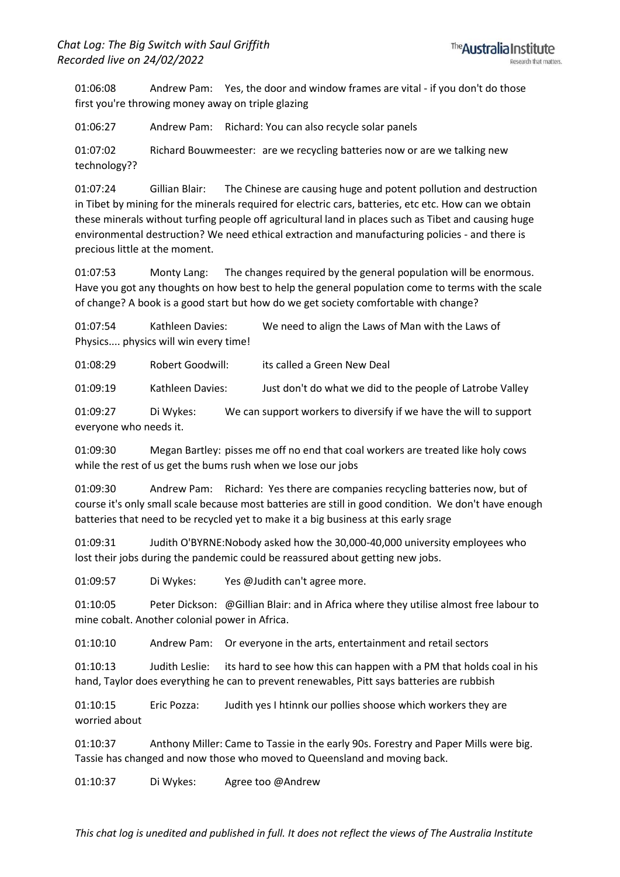01:06:08 Andrew Pam: Yes, the door and window frames are vital - if you don't do those first you're throwing money away on triple glazing

01:06:27 Andrew Pam: Richard: You can also recycle solar panels

01:07:02 Richard Bouwmeester: are we recycling batteries now or are we talking new technology??

01:07:24 Gillian Blair: The Chinese are causing huge and potent pollution and destruction in Tibet by mining for the minerals required for electric cars, batteries, etc etc. How can we obtain these minerals without turfing people off agricultural land in places such as Tibet and causing huge environmental destruction? We need ethical extraction and manufacturing policies - and there is precious little at the moment.

01:07:53 Monty Lang: The changes required by the general population will be enormous. Have you got any thoughts on how best to help the general population come to terms with the scale of change? A book is a good start but how do we get society comfortable with change?

01:07:54 Kathleen Davies: We need to align the Laws of Man with the Laws of Physics.... physics will win every time!

01:08:29 Robert Goodwill: its called a Green New Deal

01:09:19 Kathleen Davies: Just don't do what we did to the people of Latrobe Valley

01:09:27 Di Wykes: We can support workers to diversify if we have the will to support everyone who needs it.

01:09:30 Megan Bartley: pisses me off no end that coal workers are treated like holy cows while the rest of us get the bums rush when we lose our jobs

01:09:30 Andrew Pam: Richard: Yes there are companies recycling batteries now, but of course it's only small scale because most batteries are still in good condition. We don't have enough batteries that need to be recycled yet to make it a big business at this early srage

01:09:31 Judith O'BYRNE:Nobody asked how the 30,000-40,000 university employees who lost their jobs during the pandemic could be reassured about getting new jobs.

01:09:57 Di Wykes: Yes @Judith can't agree more.

01:10:05 Peter Dickson: @Gillian Blair: and in Africa where they utilise almost free labour to mine cobalt. Another colonial power in Africa.

01:10:10 Andrew Pam: Or everyone in the arts, entertainment and retail sectors

01:10:13 Judith Leslie: its hard to see how this can happen with a PM that holds coal in his hand, Taylor does everything he can to prevent renewables, Pitt says batteries are rubbish

01:10:15 Eric Pozza: Judith yes I htinnk our pollies shoose which workers they are worried about

01:10:37 Anthony Miller: Came to Tassie in the early 90s. Forestry and Paper Mills were big. Tassie has changed and now those who moved to Queensland and moving back.

01:10:37 Di Wykes: Agree too @Andrew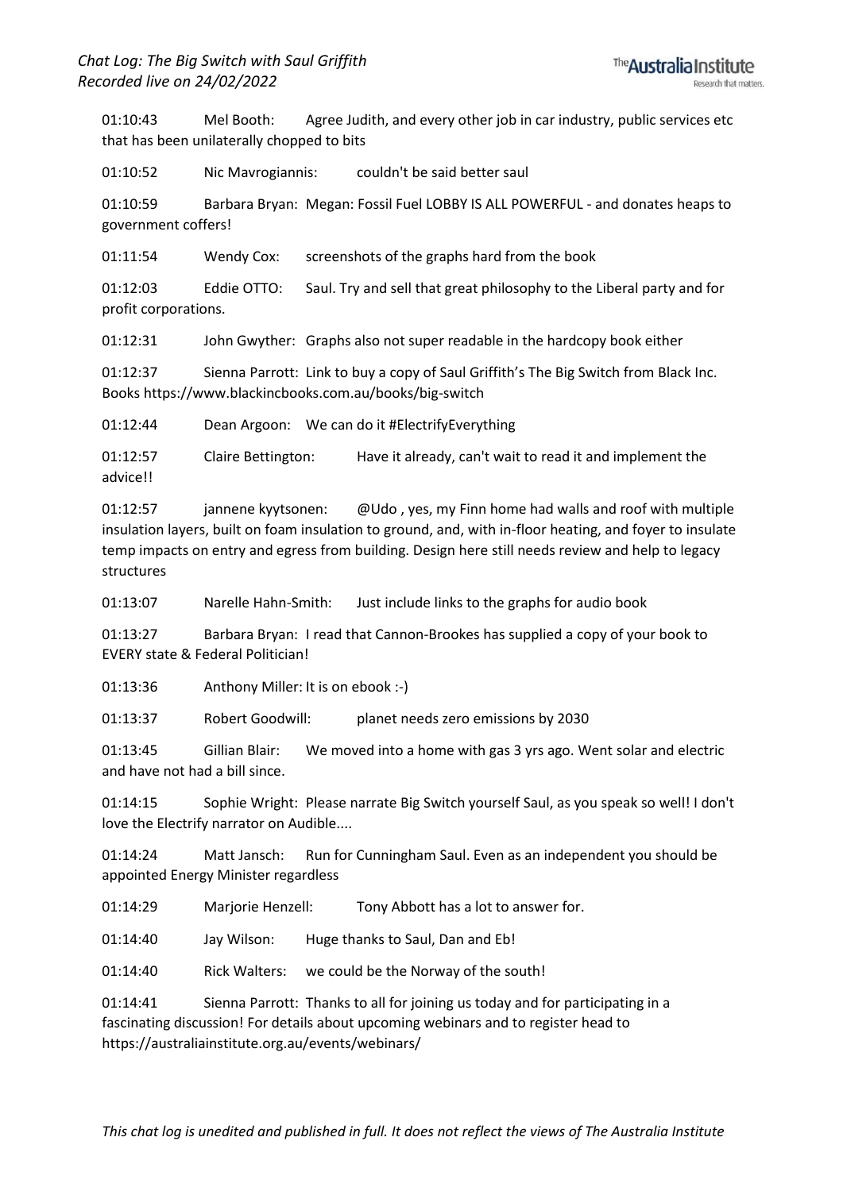01:10:43 Mel Booth: Agree Judith, and every other job in car industry, public services etc that has been unilaterally chopped to bits

01:10:52 Nic Mavrogiannis: couldn't be said better saul

01:10:59 Barbara Bryan: Megan: Fossil Fuel LOBBY IS ALL POWERFUL - and donates heaps to government coffers!

01:11:54 Wendy Cox: screenshots of the graphs hard from the book

01:12:03 Eddie OTTO: Saul. Try and sell that great philosophy to the Liberal party and for profit corporations.

01:12:31 John Gwyther: Graphs also not super readable in the hardcopy book either

01:12:37 Sienna Parrott: Link to buy a copy of Saul Griffith's The Big Switch from Black Inc. Books https://www.blackincbooks.com.au/books/big-switch

01:12:44 Dean Argoon: We can do it #ElectrifyEverything

01:12:57 Claire Bettington: Have it already, can't wait to read it and implement the advice!!

01:12:57 jannene kyytsonen: @Udo , yes, my Finn home had walls and roof with multiple insulation layers, built on foam insulation to ground, and, with in-floor heating, and foyer to insulate temp impacts on entry and egress from building. Design here still needs review and help to legacy structures

01:13:07 Narelle Hahn-Smith: Just include links to the graphs for audio book

01:13:27 Barbara Bryan: I read that Cannon-Brookes has supplied a copy of your book to EVERY state & Federal Politician!

01:13:36 Anthony Miller: It is on ebook :-)

01:13:37 Robert Goodwill: planet needs zero emissions by 2030

01:13:45 Gillian Blair: We moved into a home with gas 3 yrs ago. Went solar and electric and have not had a bill since.

01:14:15 Sophie Wright: Please narrate Big Switch yourself Saul, as you speak so well! I don't love the Electrify narrator on Audible....

01:14:24 Matt Jansch: Run for Cunningham Saul. Even as an independent you should be appointed Energy Minister regardless

01:14:29 Marjorie Henzell: Tony Abbott has a lot to answer for.

01:14:40 Jay Wilson: Huge thanks to Saul, Dan and Eb!

01:14:40 Rick Walters: we could be the Norway of the south!

01:14:41 Sienna Parrott: Thanks to all for joining us today and for participating in a fascinating discussion! For details about upcoming webinars and to register head to https://australiainstitute.org.au/events/webinars/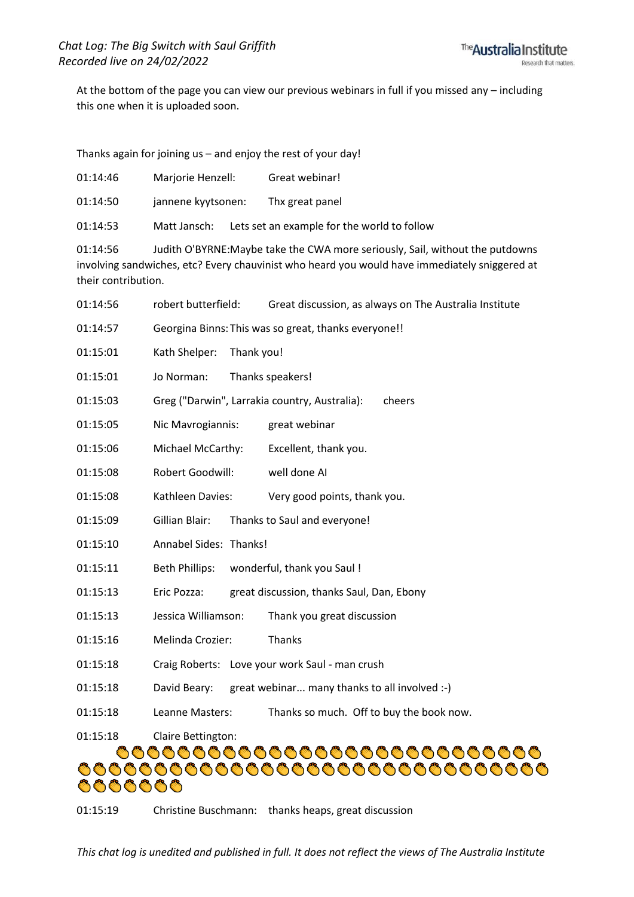At the bottom of the page you can view our previous webinars in full if you missed any – including this one when it is uploaded soon.

Thanks again for joining us – and enjoy the rest of your day!

01:14:46 Marjorie Henzell: Great webinar!

01:14:50 jannene kyytsonen: Thx great panel

01:14:53 Matt Jansch: Lets set an example for the world to follow

01:14:56 Judith O'BYRNE:Maybe take the CWA more seriously, Sail, without the putdowns involving sandwiches, etc? Every chauvinist who heard you would have immediately sniggered at their contribution.

01:14:56 robert butterfield: Great discussion, as always on The Australia Institute

01:14:57 Georgina Binns: This was so great, thanks everyone!!

01:15:01 Kath Shelper: Thank you!

01:15:01 Jo Norman: Thanks speakers!

01:15:03 Greg ("Darwin", Larrakia country, Australia): cheers

01:15:05 Nic Mavrogiannis: great webinar

01:15:06 Michael McCarthy: Excellent, thank you.

01:15:08 Robert Goodwill: well done AI

01:15:08 Kathleen Davies: Very good points, thank you.

01:15:09 Gillian Blair: Thanks to Saul and everyone!

01:15:10 Annabel Sides: Thanks!

01:15:11 Beth Phillips: wonderful, thank you Saul !

01:15:13 Eric Pozza: great discussion, thanks Saul, Dan, Ebony

01:15:13 Jessica Williamson: Thank you great discussion

01:15:16 Melinda Crozier: Thanks

01:15:18 Craig Roberts: Love your work Saul - man crush

01:15:18 David Beary: great webinar... many thanks to all involved :-)

01:15:18 Leanne Masters: Thanks so much. Off to buy the book now.

01:15:18 Claire Bettington: 👏👏👏👏👏👏👏👏👏👏👏👏👏👏👏👏👏👏👏👏👏👏👏👏👏👏👏👏👏👏👏👏👏👏👏👏👏👏👏👏👏👏👏👏👏👏👏👏👏👏👏👏👏👏👏👏👏👏👏👏👏👏👏👏👏👏

01:15:19 Christine Buschmann: thanks heaps, great discussion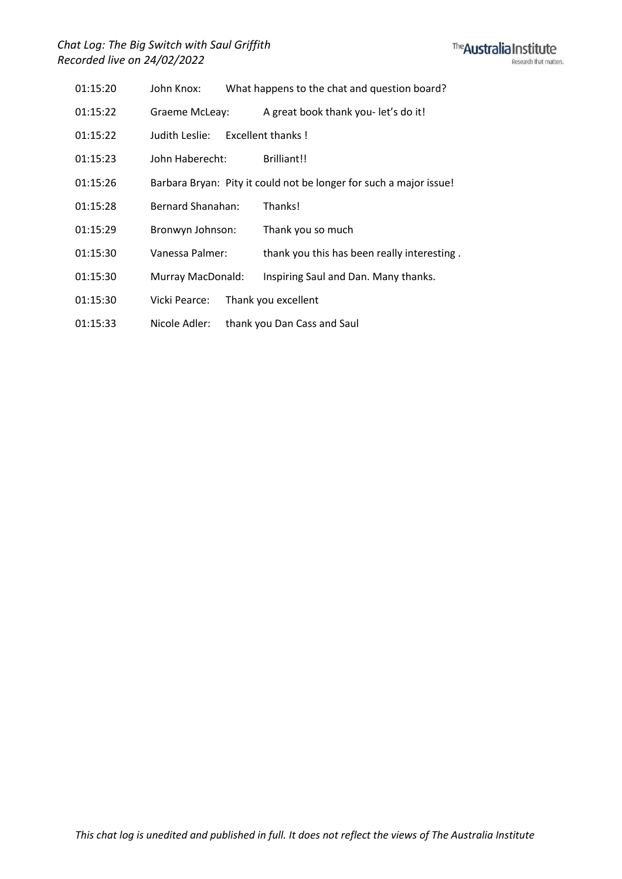| | | |
|---|---|---|
| 01:15:20 | John Knox: | What happens to the chat and question board? |
| 01:15:22 | Graeme McLeay: | A great book thank you- let's do it! |
| 01:15:22 | Judith Leslie: | Excellent thanks ! |
| 01:15:23 | John Haberecht: | Brilliant!! |
| 01:15:26 | Barbara Bryan: | Pity it could not be longer for such a major issue! |
| 01:15:28 | Bernard Shanahan: | Thanks! |
| 01:15:29 | Bronwyn Johnson: | Thank you so much |
| 01:15:30 | Vanessa Palmer: | thank you this has been really interesting . |
| 01:15:30 | Murray MacDonald: | Inspiring Saul and Dan. Many thanks. |
| 01:15:30 | Vicki Pearce: | Thank you excellent |
| 01:15:33 | Nicole Adler: | thank you Dan Cass and Saul |